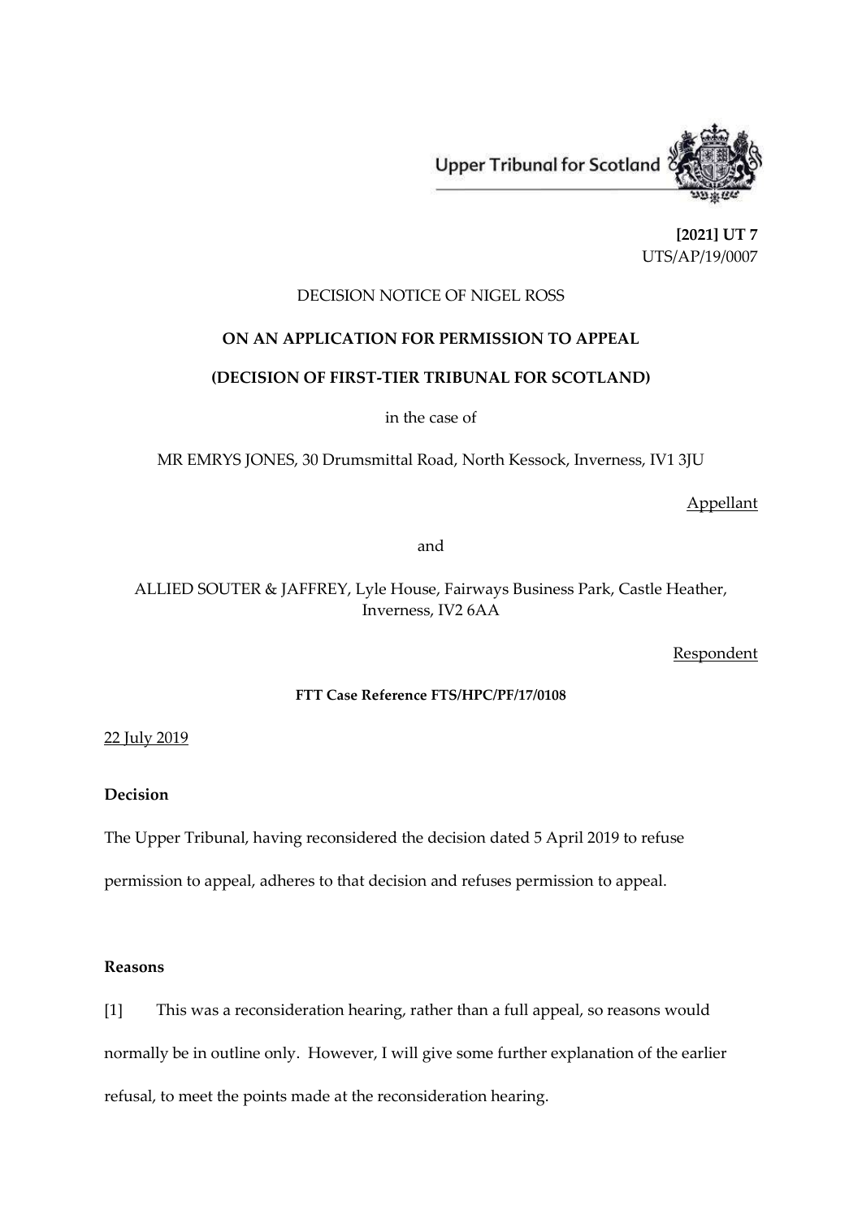Upper Tribunal for Scotland

**[2021] UT 7**
UTS/AP/19/0007

DECISION NOTICE OF NIGEL ROSS

**ON AN APPLICATION FOR PERMISSION TO APPEAL**

**(DECISION OF FIRST-TIER TRIBUNAL FOR SCOTLAND)**

in the case of

MR EMRYS JONES, 30 Drumsmittal Road, North Kessock, Inverness, IV1 3JU

Appellant

and

ALLIED SOUTER & JAFFREY, Lyle House, Fairways Business Park, Castle Heather, Inverness, IV2 6AA

Respondent

**FTT Case Reference FTS/HPC/PF/17/0108**

22 July 2019

**Decision**

The Upper Tribunal, having reconsidered the decision dated 5 April 2019 to refuse permission to appeal, adheres to that decision and refuses permission to appeal.

**Reasons**

[1] This was a reconsideration hearing, rather than a full appeal, so reasons would normally be in outline only. However, I will give some further explanation of the earlier refusal, to meet the points made at the reconsideration hearing.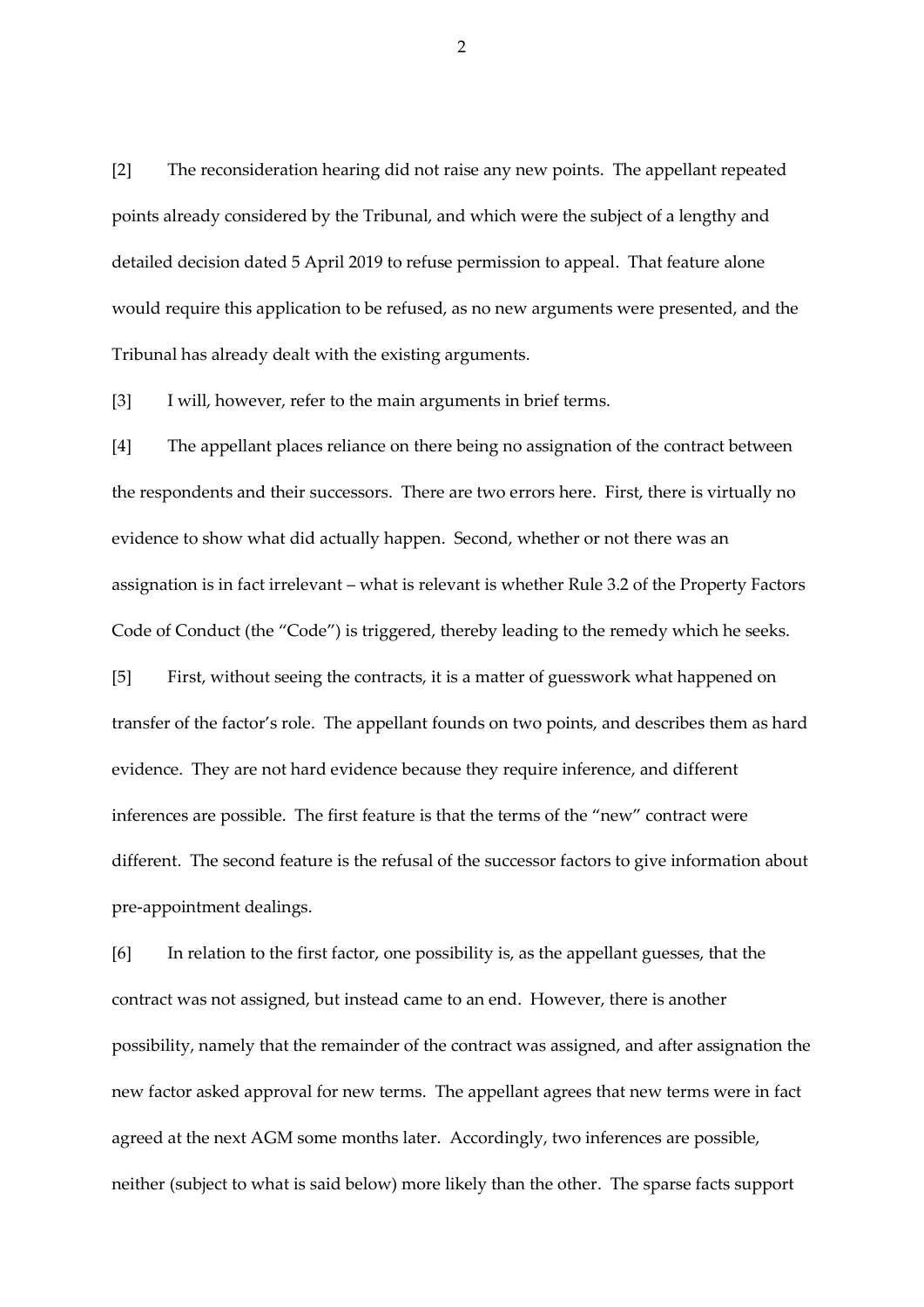[2] The reconsideration hearing did not raise any new points. The appellant repeated points already considered by the Tribunal, and which were the subject of a lengthy and detailed decision dated 5 April 2019 to refuse permission to appeal. That feature alone would require this application to be refused, as no new arguments were presented, and the Tribunal has already dealt with the existing arguments.

[3] I will, however, refer to the main arguments in brief terms.

[4] The appellant places reliance on there being no assignation of the contract between the respondents and their successors. There are two errors here. First, there is virtually no evidence to show what did actually happen. Second, whether or not there was an assignation is in fact irrelevant – what is relevant is whether Rule 3.2 of the Property Factors Code of Conduct (the "Code") is triggered, thereby leading to the remedy which he seeks.

[5] First, without seeing the contracts, it is a matter of guesswork what happened on transfer of the factor's role. The appellant founds on two points, and describes them as hard evidence. They are not hard evidence because they require inference, and different inferences are possible. The first feature is that the terms of the "new" contract were different. The second feature is the refusal of the successor factors to give information about pre-appointment dealings.

[6] In relation to the first factor, one possibility is, as the appellant guesses, that the contract was not assigned, but instead came to an end. However, there is another possibility, namely that the remainder of the contract was assigned, and after assignation the new factor asked approval for new terms. The appellant agrees that new terms were in fact agreed at the next AGM some months later. Accordingly, two inferences are possible, neither (subject to what is said below) more likely than the other. The sparse facts support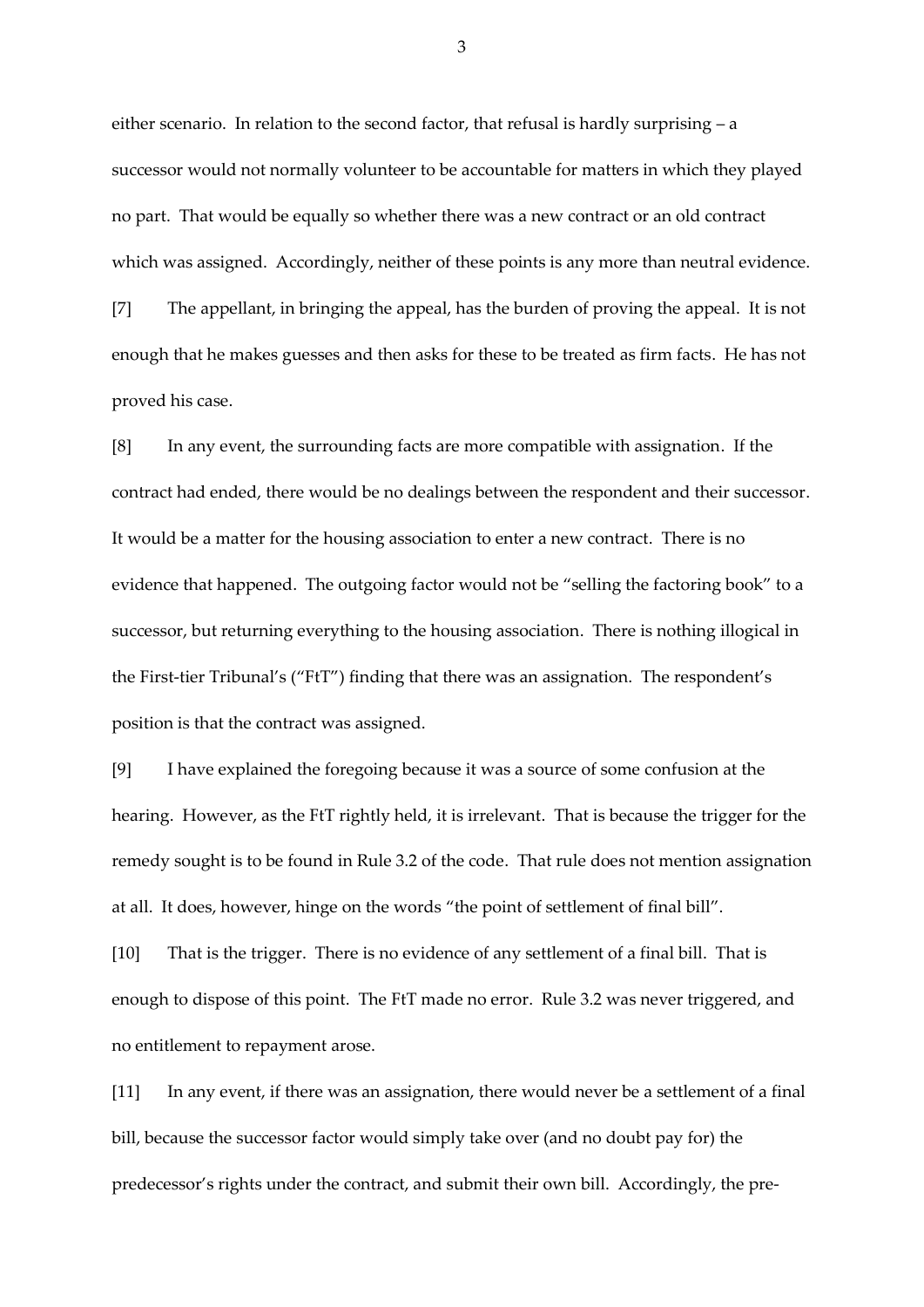either scenario. In relation to the second factor, that refusal is hardly surprising – a successor would not normally volunteer to be accountable for matters in which they played no part. That would be equally so whether there was a new contract or an old contract which was assigned. Accordingly, neither of these points is any more than neutral evidence.

[7] The appellant, in bringing the appeal, has the burden of proving the appeal. It is not enough that he makes guesses and then asks for these to be treated as firm facts. He has not proved his case.

[8] In any event, the surrounding facts are more compatible with assignation. If the contract had ended, there would be no dealings between the respondent and their successor. It would be a matter for the housing association to enter a new contract. There is no evidence that happened. The outgoing factor would not be "selling the factoring book" to a successor, but returning everything to the housing association. There is nothing illogical in the First-tier Tribunal's ("FtT") finding that there was an assignation. The respondent's position is that the contract was assigned.

[9] I have explained the foregoing because it was a source of some confusion at the hearing. However, as the FtT rightly held, it is irrelevant. That is because the trigger for the remedy sought is to be found in Rule 3.2 of the code. That rule does not mention assignation at all. It does, however, hinge on the words "the point of settlement of final bill".

[10] That is the trigger. There is no evidence of any settlement of a final bill. That is enough to dispose of this point. The FtT made no error. Rule 3.2 was never triggered, and no entitlement to repayment arose.

[11] In any event, if there was an assignation, there would never be a settlement of a final bill, because the successor factor would simply take over (and no doubt pay for) the predecessor's rights under the contract, and submit their own bill. Accordingly, the pre-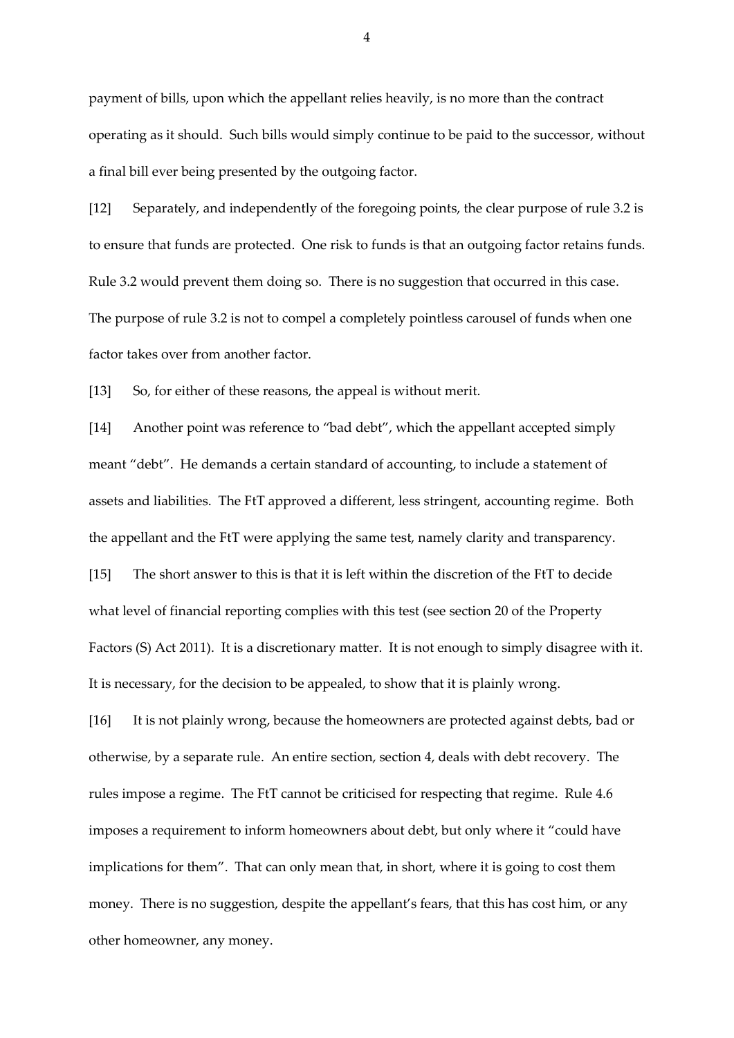payment of bills, upon which the appellant relies heavily, is no more than the contract operating as it should. Such bills would simply continue to be paid to the successor, without a final bill ever being presented by the outgoing factor.

[12] Separately, and independently of the foregoing points, the clear purpose of rule 3.2 is to ensure that funds are protected. One risk to funds is that an outgoing factor retains funds. Rule 3.2 would prevent them doing so. There is no suggestion that occurred in this case. The purpose of rule 3.2 is not to compel a completely pointless carousel of funds when one factor takes over from another factor.

[13] So, for either of these reasons, the appeal is without merit.

[14] Another point was reference to "bad debt", which the appellant accepted simply meant "debt". He demands a certain standard of accounting, to include a statement of assets and liabilities. The FtT approved a different, less stringent, accounting regime. Both the appellant and the FtT were applying the same test, namely clarity and transparency.

[15] The short answer to this is that it is left within the discretion of the FtT to decide what level of financial reporting complies with this test (see section 20 of the Property Factors (S) Act 2011). It is a discretionary matter. It is not enough to simply disagree with it. It is necessary, for the decision to be appealed, to show that it is plainly wrong.

[16] It is not plainly wrong, because the homeowners are protected against debts, bad or otherwise, by a separate rule. An entire section, section 4, deals with debt recovery. The rules impose a regime. The FtT cannot be criticised for respecting that regime. Rule 4.6 imposes a requirement to inform homeowners about debt, but only where it "could have implications for them". That can only mean that, in short, where it is going to cost them money. There is no suggestion, despite the appellant's fears, that this has cost him, or any other homeowner, any money.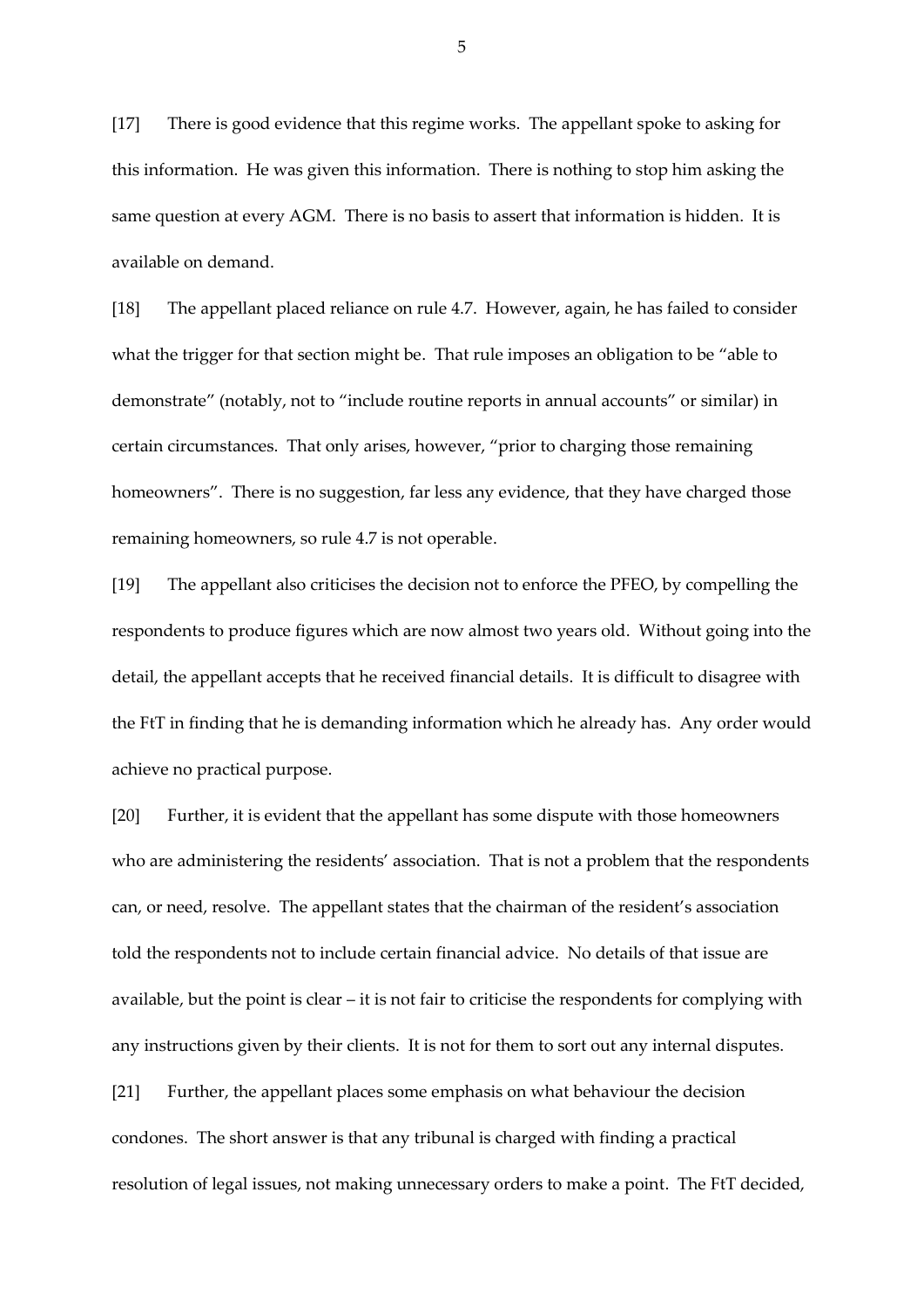[17] There is good evidence that this regime works. The appellant spoke to asking for this information. He was given this information. There is nothing to stop him asking the same question at every AGM. There is no basis to assert that information is hidden. It is available on demand.

[18] The appellant placed reliance on rule 4.7. However, again, he has failed to consider what the trigger for that section might be. That rule imposes an obligation to be "able to demonstrate" (notably, not to "include routine reports in annual accounts" or similar) in certain circumstances. That only arises, however, "prior to charging those remaining homeowners". There is no suggestion, far less any evidence, that they have charged those remaining homeowners, so rule 4.7 is not operable.

[19] The appellant also criticises the decision not to enforce the PFEO, by compelling the respondents to produce figures which are now almost two years old. Without going into the detail, the appellant accepts that he received financial details. It is difficult to disagree with the FtT in finding that he is demanding information which he already has. Any order would achieve no practical purpose.

[20] Further, it is evident that the appellant has some dispute with those homeowners who are administering the residents' association. That is not a problem that the respondents can, or need, resolve. The appellant states that the chairman of the resident's association told the respondents not to include certain financial advice. No details of that issue are available, but the point is clear – it is not fair to criticise the respondents for complying with any instructions given by their clients. It is not for them to sort out any internal disputes.

[21] Further, the appellant places some emphasis on what behaviour the decision condones. The short answer is that any tribunal is charged with finding a practical resolution of legal issues, not making unnecessary orders to make a point. The FtT decided,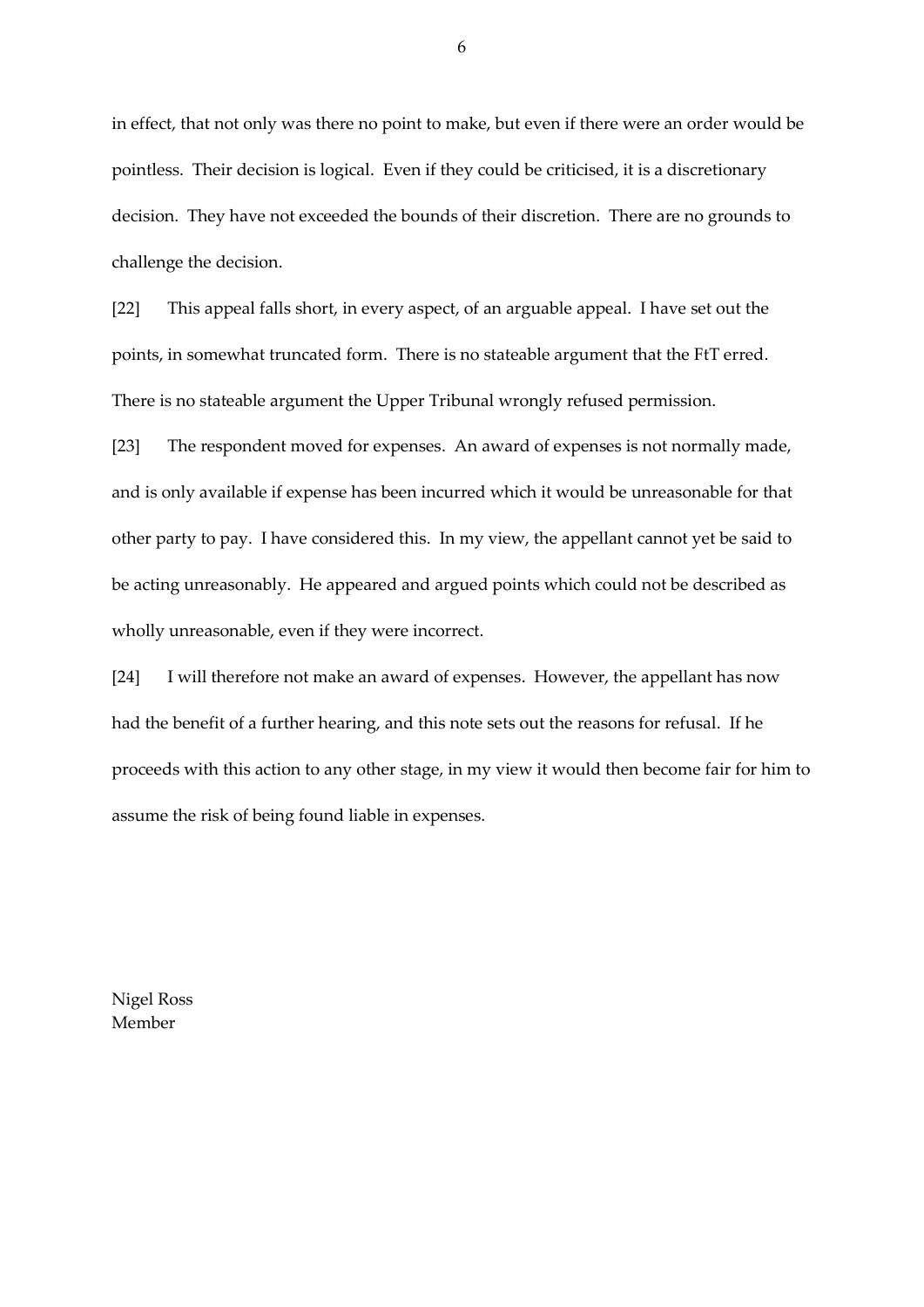in effect, that not only was there no point to make, but even if there were an order would be pointless. Their decision is logical. Even if they could be criticised, it is a discretionary decision. They have not exceeded the bounds of their discretion. There are no grounds to challenge the decision.

[22] This appeal falls short, in every aspect, of an arguable appeal. I have set out the points, in somewhat truncated form. There is no stateable argument that the FtT erred. There is no stateable argument the Upper Tribunal wrongly refused permission.

[23] The respondent moved for expenses. An award of expenses is not normally made, and is only available if expense has been incurred which it would be unreasonable for that other party to pay. I have considered this. In my view, the appellant cannot yet be said to be acting unreasonably. He appeared and argued points which could not be described as wholly unreasonable, even if they were incorrect.

[24] I will therefore not make an award of expenses. However, the appellant has now had the benefit of a further hearing, and this note sets out the reasons for refusal. If he proceeds with this action to any other stage, in my view it would then become fair for him to assume the risk of being found liable in expenses.

Nigel Ross
Member